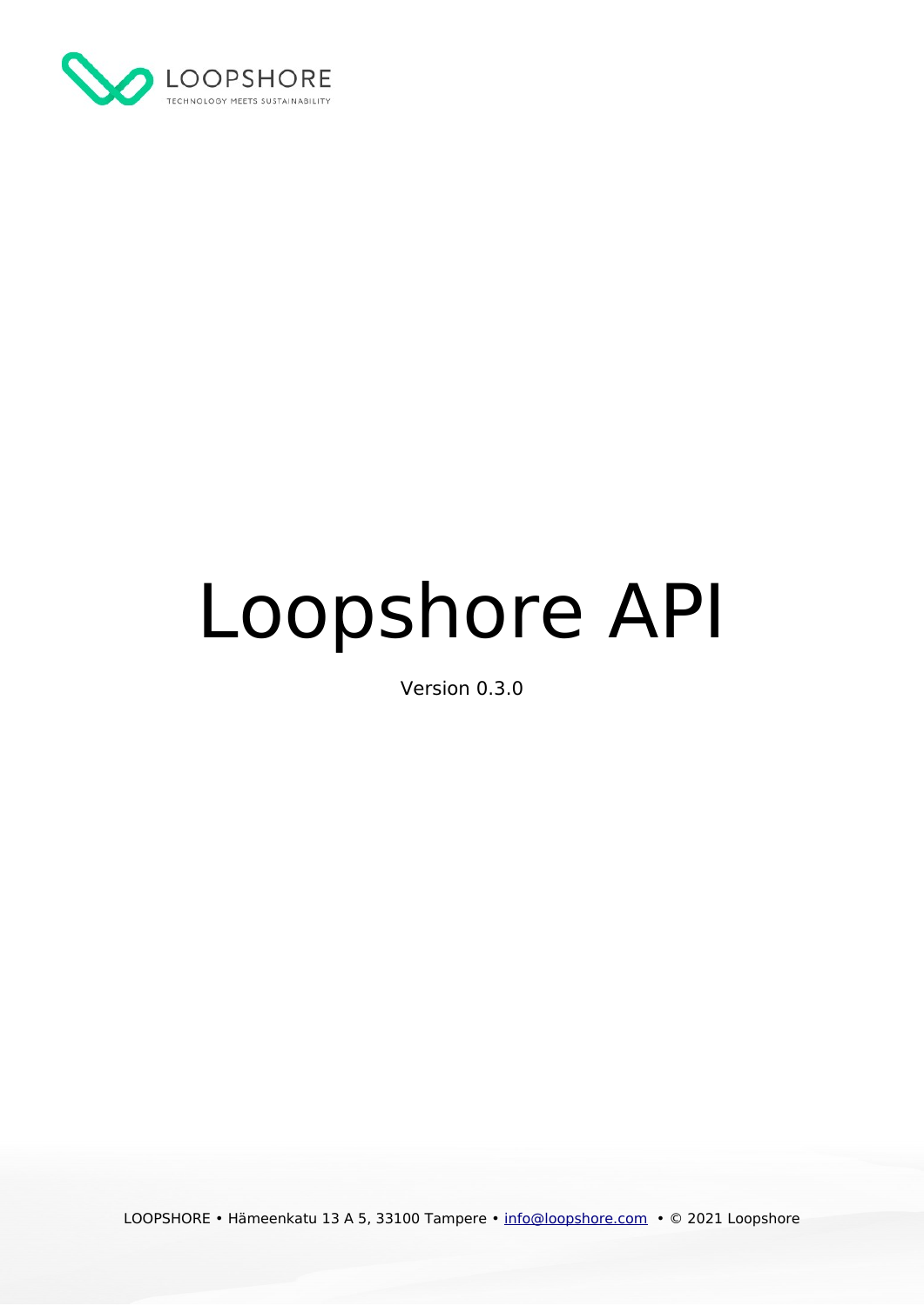LOOPSHORE

TECHNOLOGY MEETS SUSTAINABILITY

# Loopshore API

Version 0.3.0

LOOPSHORE • Hämeenkatu 13 A 5, 33100 Tampere • info@loopshore.com • © 2021 Loopshore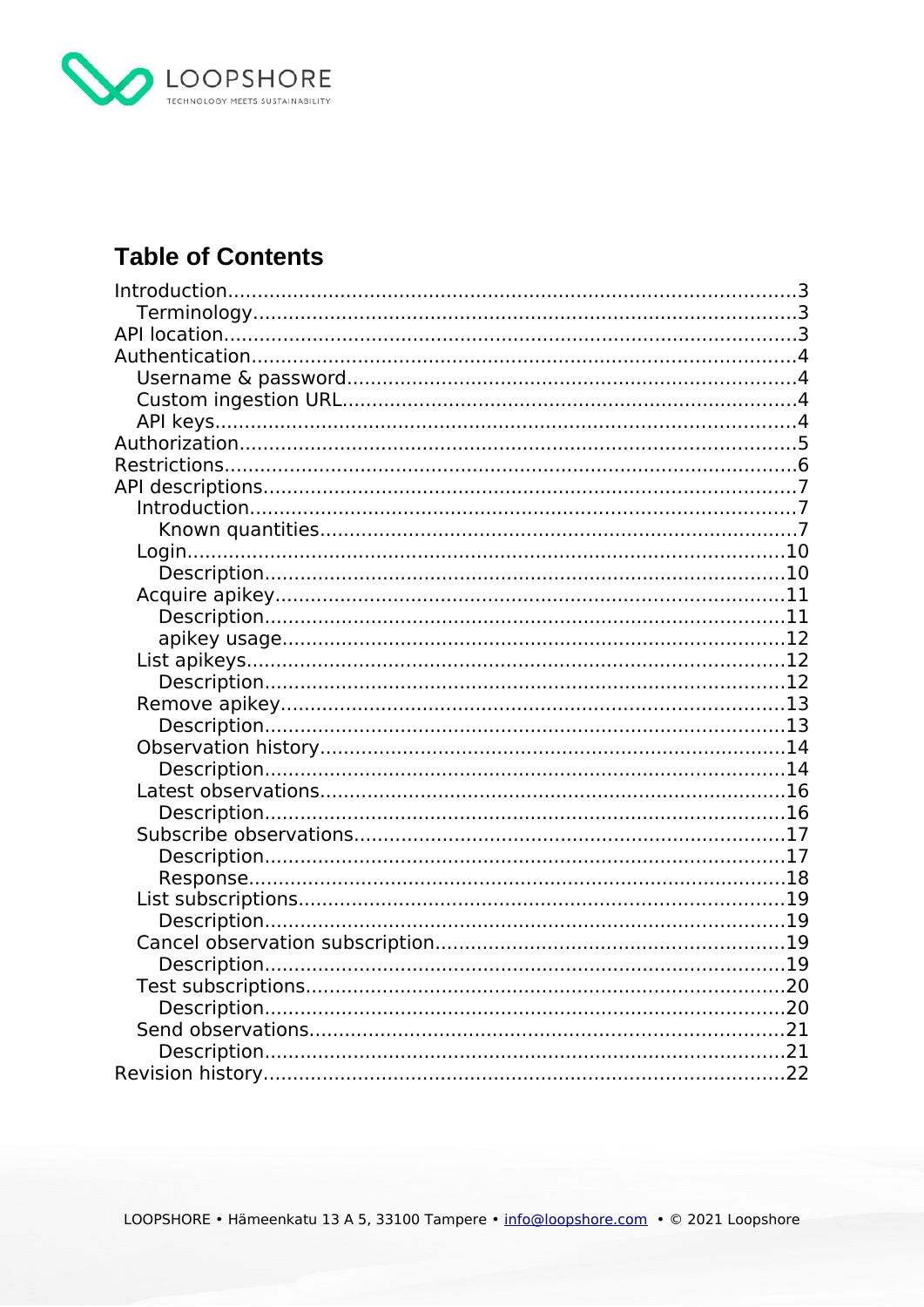# Table of Contents

- Introduction ........ 3
  - Terminology ........ 3
- API location ........ 3
- Authentication ........ 4
  - Username & password ........ 4
  - Custom ingestion URL ........ 4
  - API keys ........ 4
- Authorization ........ 5
- Restrictions ........ 6
- API descriptions ........ 7
  - Introduction ........ 7
    - Known quantities ........ 7
  - Login ........ 10
    - Description ........ 10
  - Acquire apikey ........ 11
    - Description ........ 11
    - apikey usage ........ 12
  - List apikeys ........ 12
    - Description ........ 12
  - Remove apikey ........ 13
    - Description ........ 13
  - Observation history ........ 14
    - Description ........ 14
  - Latest observations ........ 16
    - Description ........ 16
  - Subscribe observations ........ 17
    - Description ........ 17
    - Response ........ 18
  - List subscriptions ........ 19
    - Description ........ 19
  - Cancel observation subscription ........ 19
    - Description ........ 19
  - Test subscriptions ........ 20
    - Description ........ 20
  - Send observations ........ 21
    - Description ........ 21
- Revision history ........ 22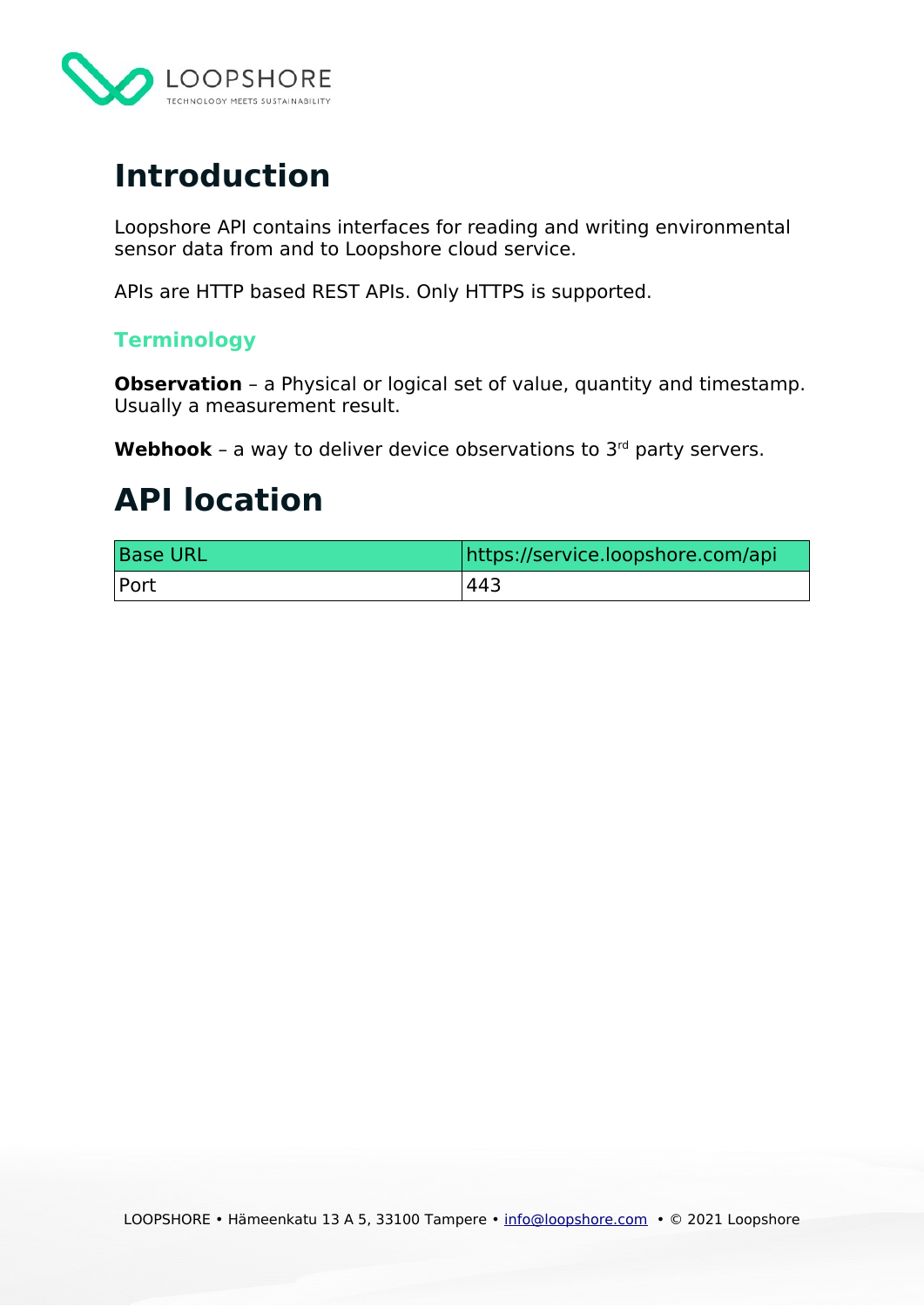# Introduction

Loopshore API contains interfaces for reading and writing environmental sensor data from and to Loopshore cloud service.

APIs are HTTP based REST APIs. Only HTTPS is supported.

### Terminology

**Observation** – a Physical or logical set of value, quantity and timestamp. Usually a measurement result.

**Webhook** – a way to deliver device observations to 3rd party servers.

# API location

| Base URL | https://service.loopshore.com/api |
|---|---|
| Port | 443 |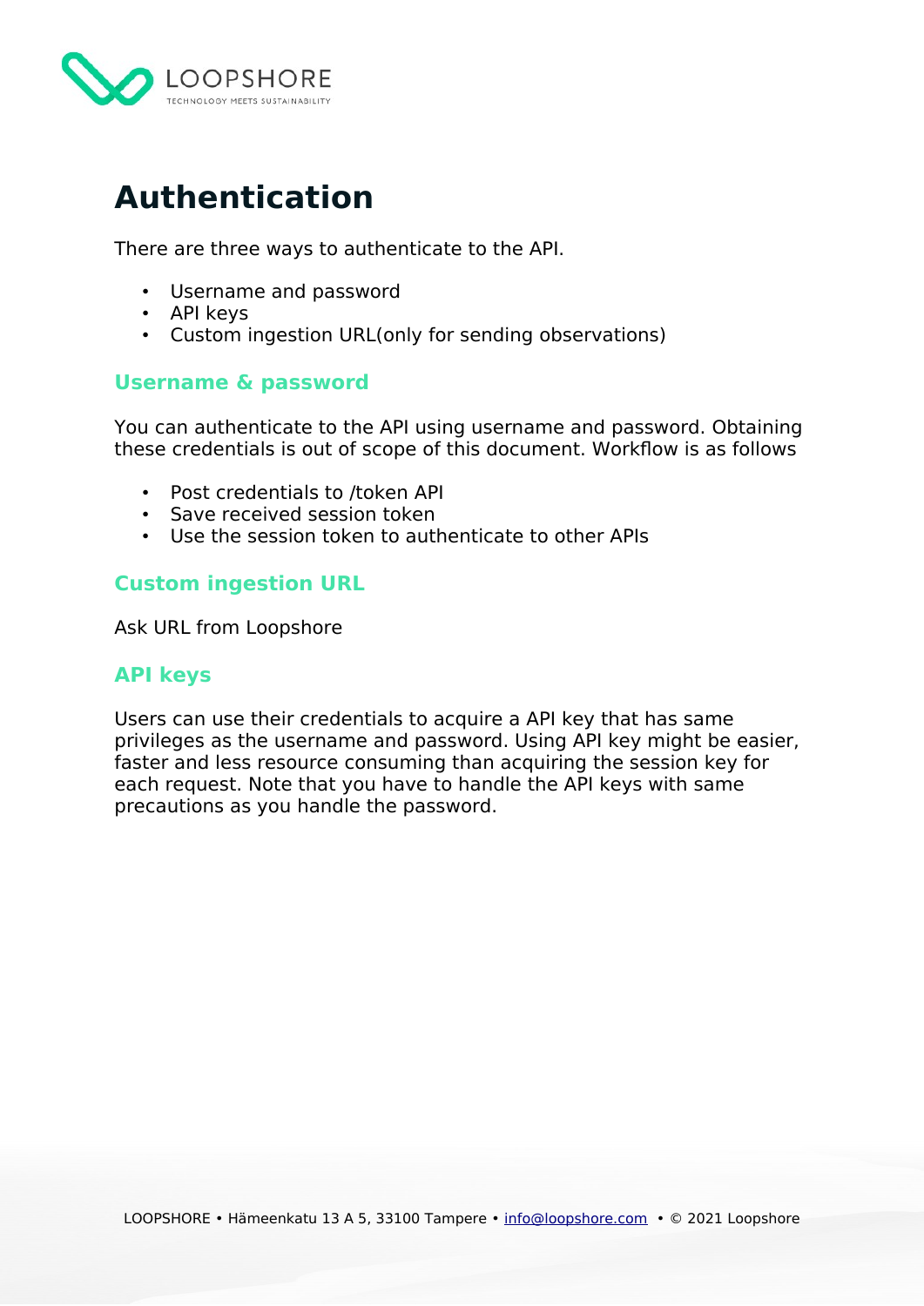# Authentication

There are three ways to authenticate to the API.

- Username and password
- API keys
- Custom ingestion URL(only for sending observations)

## Username & password

You can authenticate to the API using username and password. Obtaining these credentials is out of scope of this document. Workflow is as follows

- Post credentials to /token API
- Save received session token
- Use the session token to authenticate to other APIs

## Custom ingestion URL

Ask URL from Loopshore

## API keys

Users can use their credentials to acquire a API key that has same privileges as the username and password. Using API key might be easier, faster and less resource consuming than acquiring the session key for each request. Note that you have to handle the API keys with same precautions as you handle the password.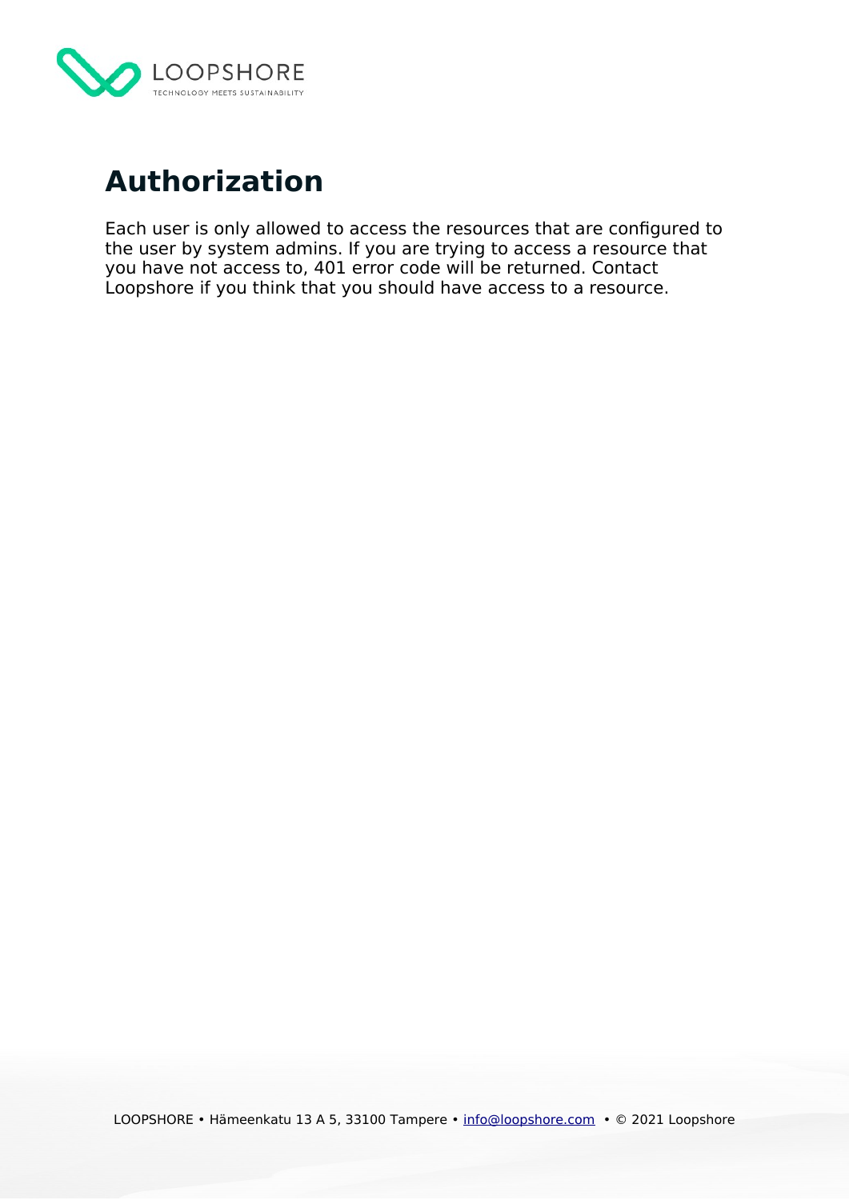# Authorization

Each user is only allowed to access the resources that are configured to the user by system admins. If you are trying to access a resource that you have not access to, 401 error code will be returned. Contact Loopshore if you think that you should have access to a resource.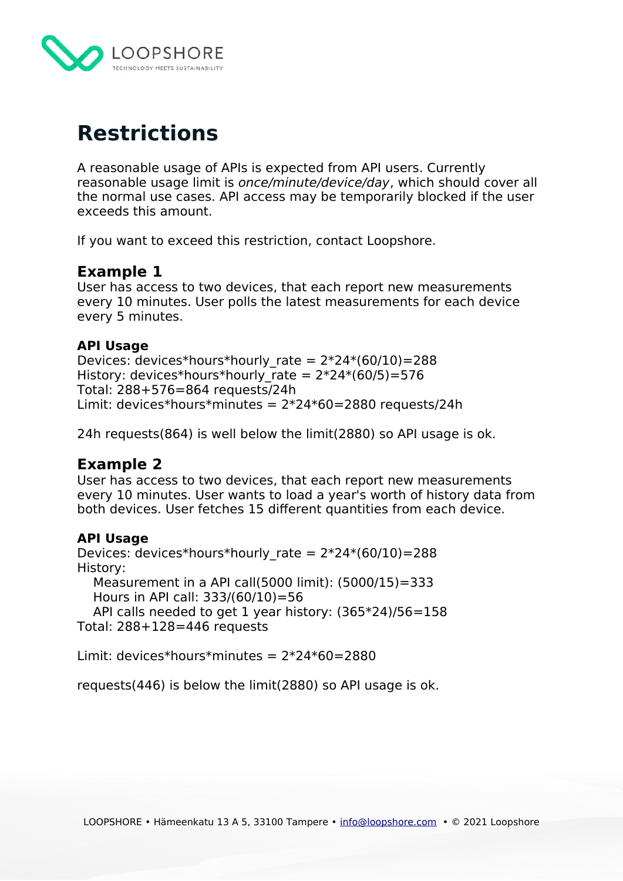# Restrictions

A reasonable usage of APIs is expected from API users. Currently reasonable usage limit is *once/minute/device/day*, which should cover all the normal use cases. API access may be temporarily blocked if the user exceeds this amount.

If you want to exceed this restriction, contact Loopshore.

## Example 1

User has access to two devices, that each report new measurements every 10 minutes. User polls the latest measurements for each device every 5 minutes.

### API Usage

Devices: devices*hours*hourly_rate = 2*24*(60/10)=288
History: devices*hours*hourly_rate = 2*24*(60/5)=576
Total: 288+576=864 requests/24h
Limit: devices*hours*minutes = 2*24*60=2880 requests/24h

24h requests(864) is well below the limit(2880) so API usage is ok.

## Example 2

User has access to two devices, that each report new measurements every 10 minutes. User wants to load a year's worth of history data from both devices. User fetches 15 different quantities from each device.

### API Usage

Devices: devices*hours*hourly_rate = 2*24*(60/10)=288
History:
  Measurement in a API call(5000 limit): (5000/15)=333
  Hours in API call: 333/(60/10)=56
  API calls needed to get 1 year history: (365*24)/56=158
Total: 288+128=446 requests

Limit: devices*hours*minutes = 2*24*60=2880

requests(446) is below the limit(2880) so API usage is ok.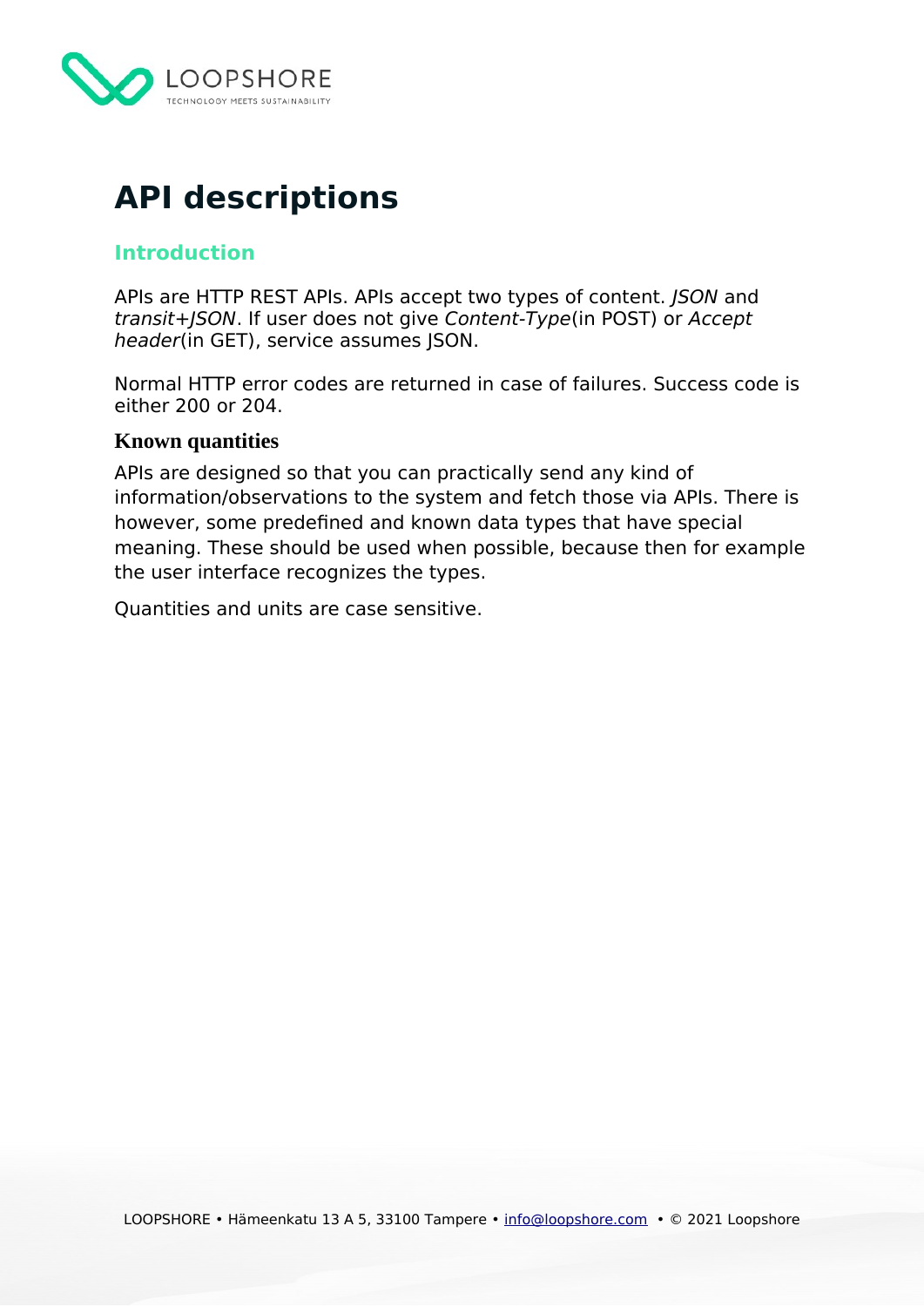# API descriptions

## Introduction

APIs are HTTP REST APIs. APIs accept two types of content. *JSON* and *transit+JSON*. If user does not give *Content-Type*(in POST) or *Accept header*(in GET), service assumes JSON.

Normal HTTP error codes are returned in case of failures. Success code is either 200 or 204.

### Known quantities

APIs are designed so that you can practically send any kind of information/observations to the system and fetch those via APIs. There is however, some predefined and known data types that have special meaning. These should be used when possible, because then for example the user interface recognizes the types.

Quantities and units are case sensitive.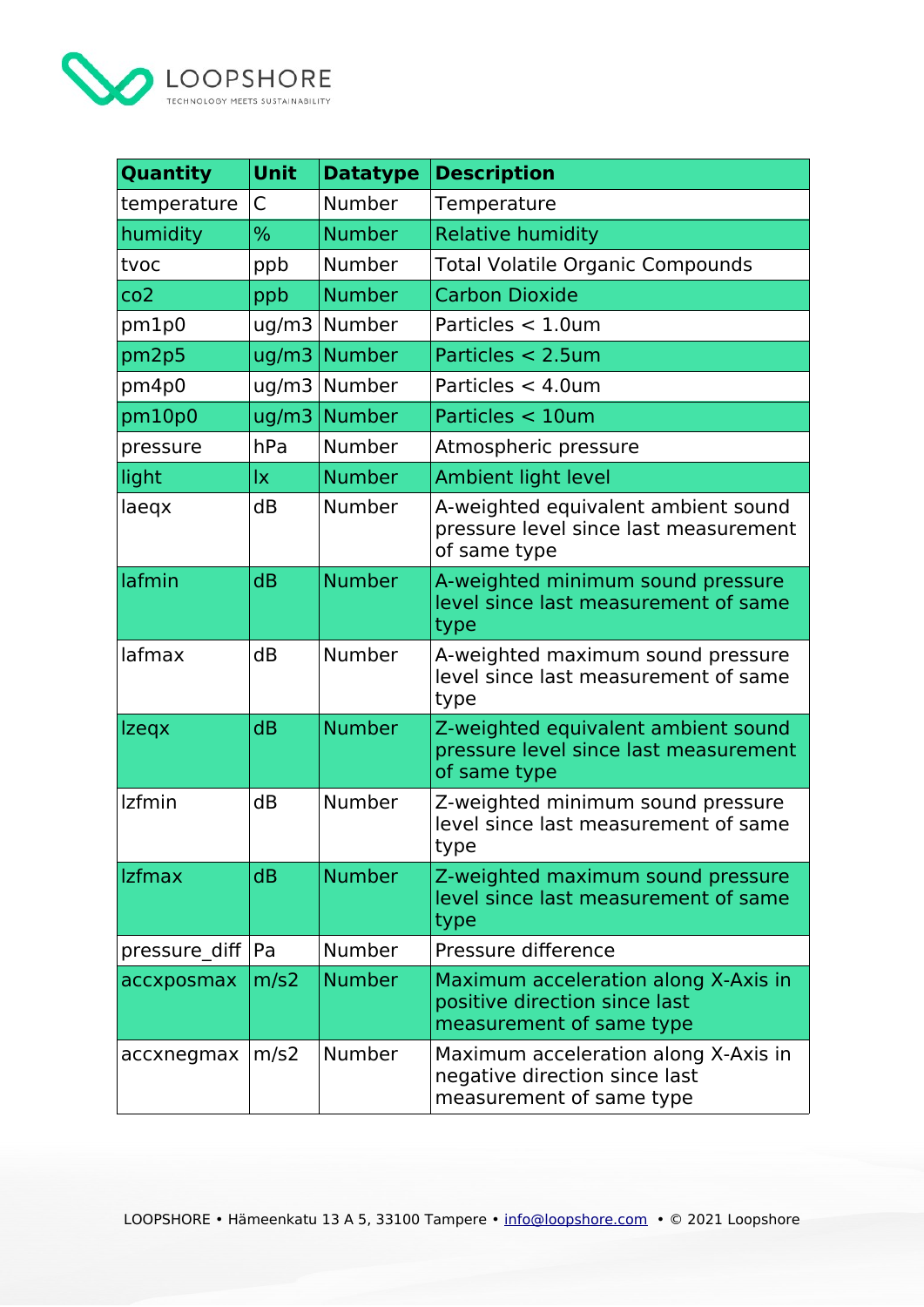| Quantity | Unit | Datatype | Description |
|---|---|---|---|
| temperature | C | Number | Temperature |
| humidity | % | Number | Relative humidity |
| tvoc | ppb | Number | Total Volatile Organic Compounds |
| co2 | ppb | Number | Carbon Dioxide |
| pm1p0 | ug/m3 | Number | Particles < 1.0um |
| pm2p5 | ug/m3 | Number | Particles < 2.5um |
| pm4p0 | ug/m3 | Number | Particles < 4.0um |
| pm10p0 | ug/m3 | Number | Particles < 10um |
| pressure | hPa | Number | Atmospheric pressure |
| light | lx | Number | Ambient light level |
| laeqx | dB | Number | A-weighted equivalent ambient sound pressure level since last measurement of same type |
| lafmin | dB | Number | A-weighted minimum sound pressure level since last measurement of same type |
| lafmax | dB | Number | A-weighted maximum sound pressure level since last measurement of same type |
| lzeqx | dB | Number | Z-weighted equivalent ambient sound pressure level since last measurement of same type |
| lzfmin | dB | Number | Z-weighted minimum sound pressure level since last measurement of same type |
| lzfmax | dB | Number | Z-weighted maximum sound pressure level since last measurement of same type |
| pressure_diff | Pa | Number | Pressure difference |
| accxposmax | m/s2 | Number | Maximum acceleration along X-Axis in positive direction since last measurement of same type |
| accxnegmax | m/s2 | Number | Maximum acceleration along X-Axis in negative direction since last measurement of same type |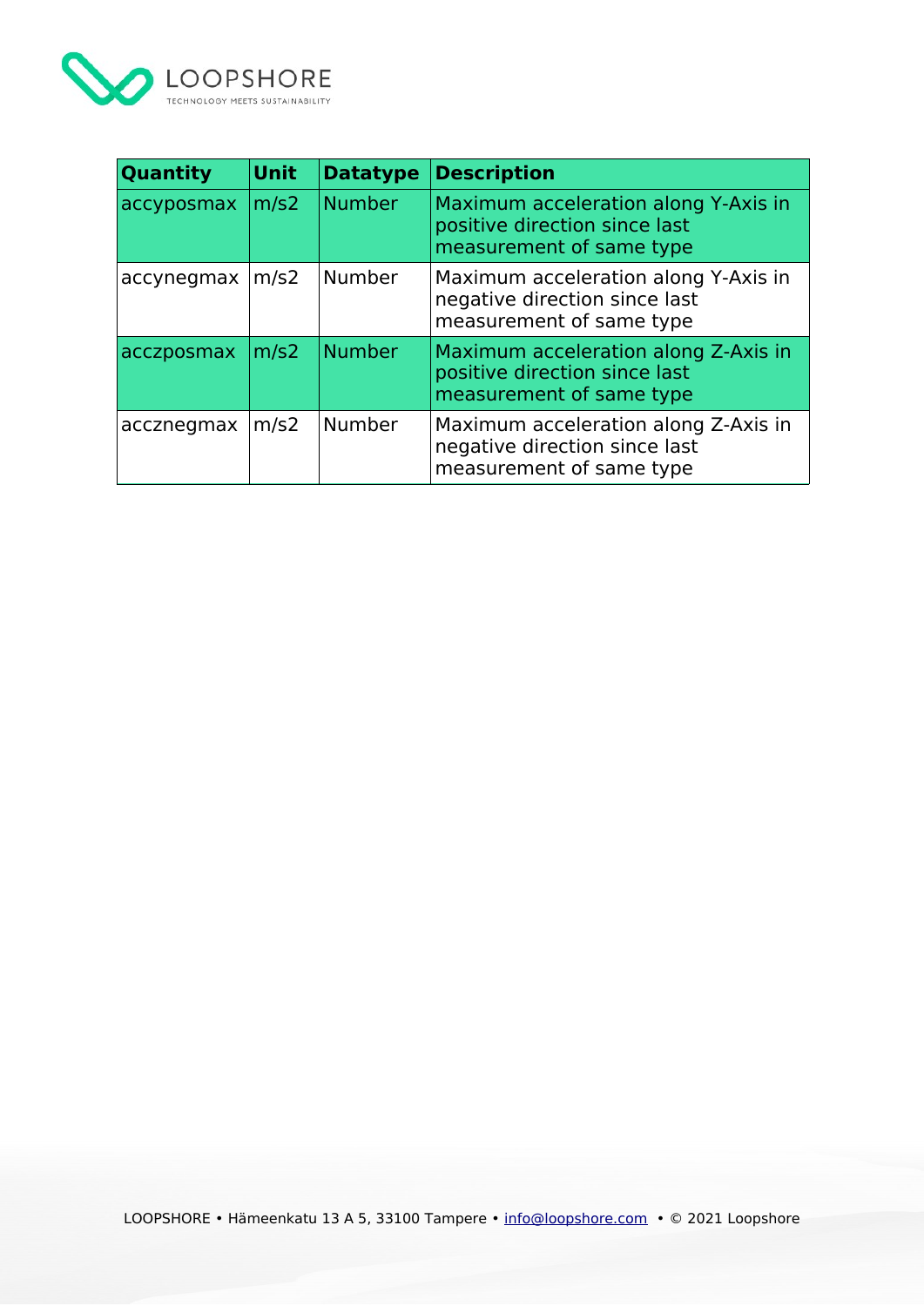| Quantity | Unit | Datatype | Description |
| --- | --- | --- | --- |
| accyposmax | m/s2 | Number | Maximum acceleration along Y-Axis in positive direction since last measurement of same type |
| accynegmax | m/s2 | Number | Maximum acceleration along Y-Axis in negative direction since last measurement of same type |
| acczposmax | m/s2 | Number | Maximum acceleration along Z-Axis in positive direction since last measurement of same type |
| accznegmax | m/s2 | Number | Maximum acceleration along Z-Axis in negative direction since last measurement of same type |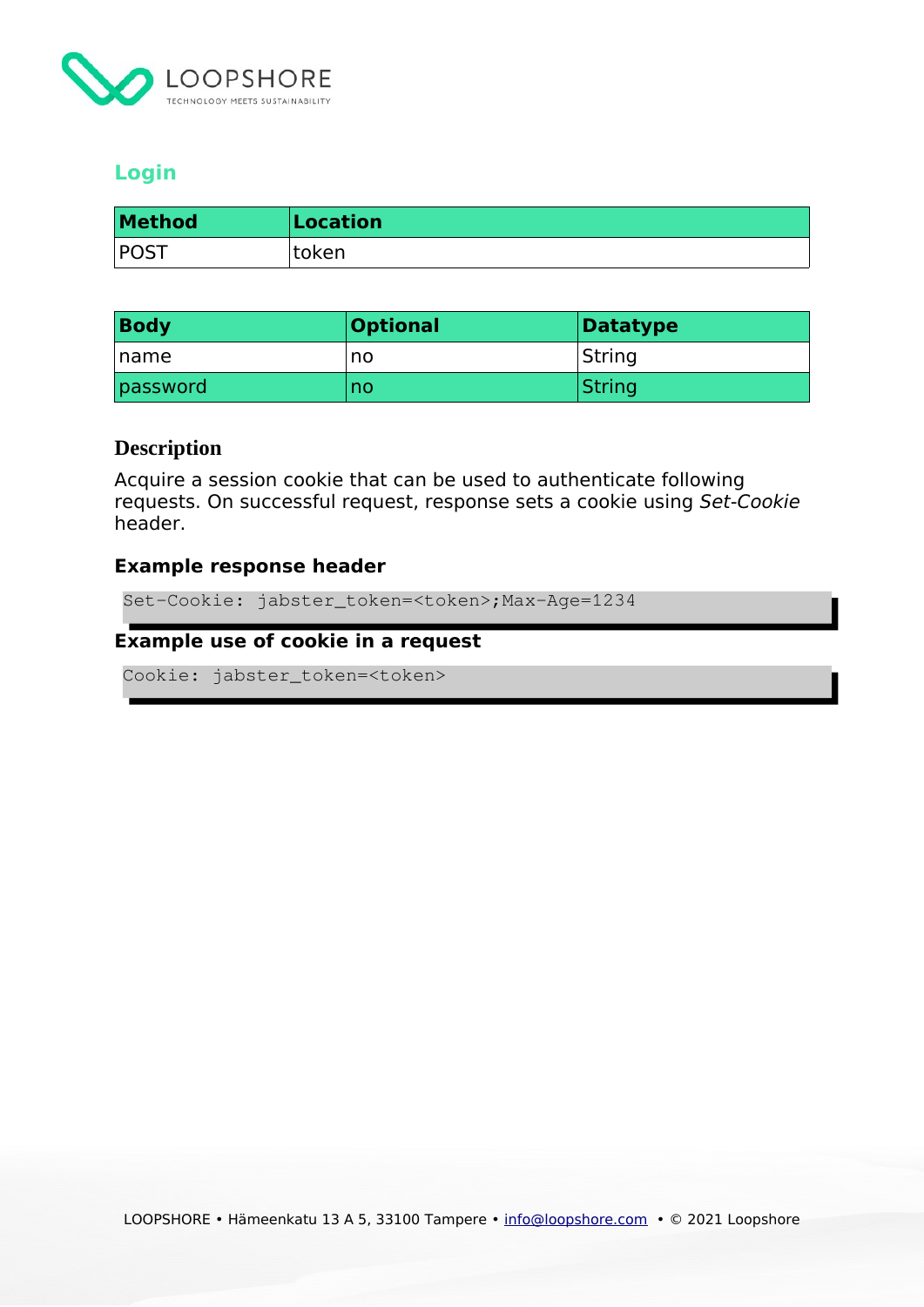## Login

| Method | Location |
|---|---|
| POST | token |

| Body | Optional | Datatype |
|---|---|---|
| name | no | String |
| password | no | String |

### Description

Acquire a session cookie that can be used to authenticate following requests. On successful request, response sets a cookie using *Set-Cookie* header.

#### Example response header

```
Set-Cookie: jabster_token=<token>;Max-Age=1234
```

#### Example use of cookie in a request

```
Cookie: jabster_token=<token>
```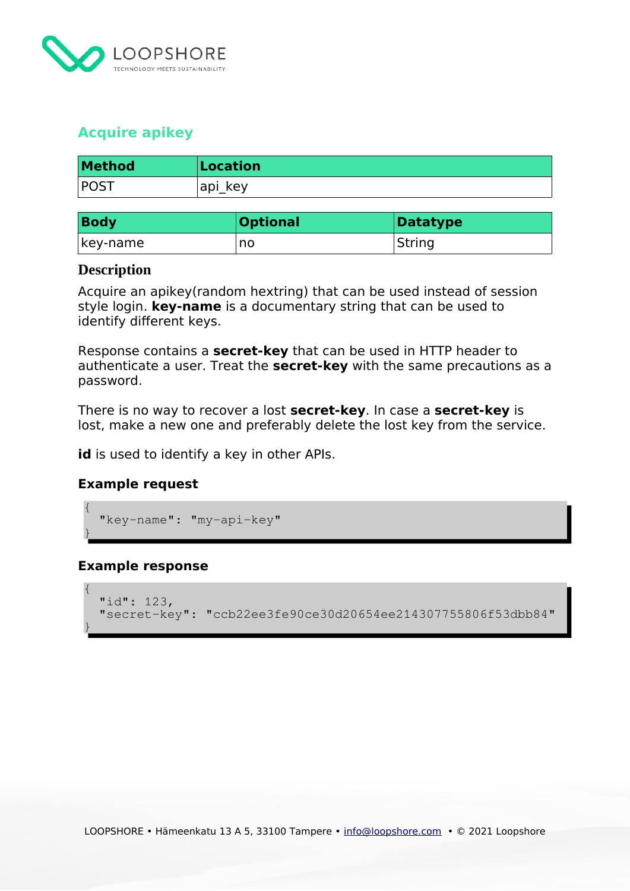## Acquire apikey

| Method | Location |
|---|---|
| POST | api_key |

| Body | Optional | Datatype |
|---|---|---|
| key-name | no | String |

### Description

Acquire an apikey(random hextring) that can be used instead of session style login. **key-name** is a documentary string that can be used to identify different keys.

Response contains a **secret-key** that can be used in HTTP header to authenticate a user. Treat the **secret-key** with the same precautions as a password.

There is no way to recover a lost **secret-key**. In case a **secret-key** is lost, make a new one and preferably delete the lost key from the service.

**id** is used to identify a key in other APIs.

#### Example request

```
{
  "key-name": "my-api-key"
}
```

#### Example response

```
{
  "id": 123,
  "secret-key": "ccb22ee3fe90ce30d20654ee214307755806f53dbb84"
}
```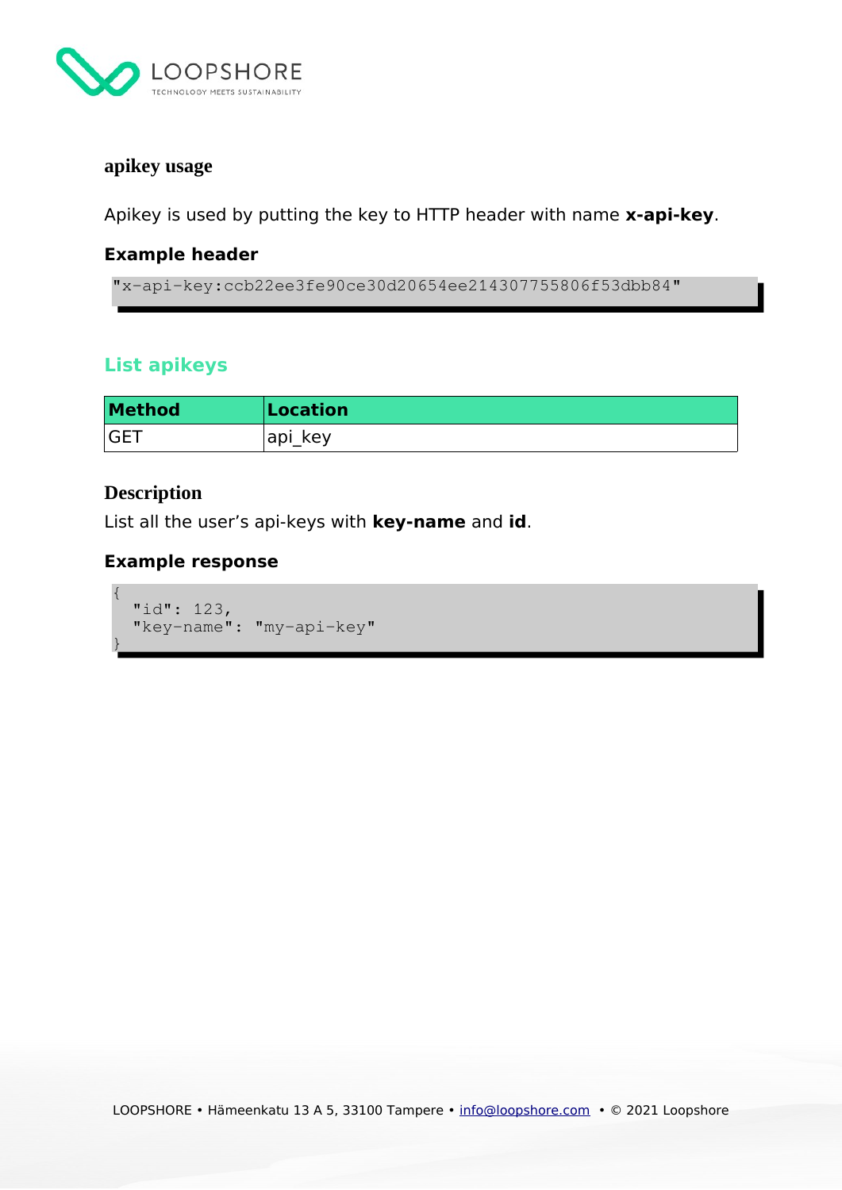### apikey usage

Apikey is used by putting the key to HTTP header with name **x-api-key**.

#### Example header

```
"x-api-key:ccb22ee3fe90ce30d20654ee214307755806f53dbb84"
```

## List apikeys

| Method | Location |
| --- | --- |
| GET | api_key |

### Description

List all the user's api-keys with **key-name** and **id**.

#### Example response

```
{
  "id": 123,
  "key-name": "my-api-key"
}
```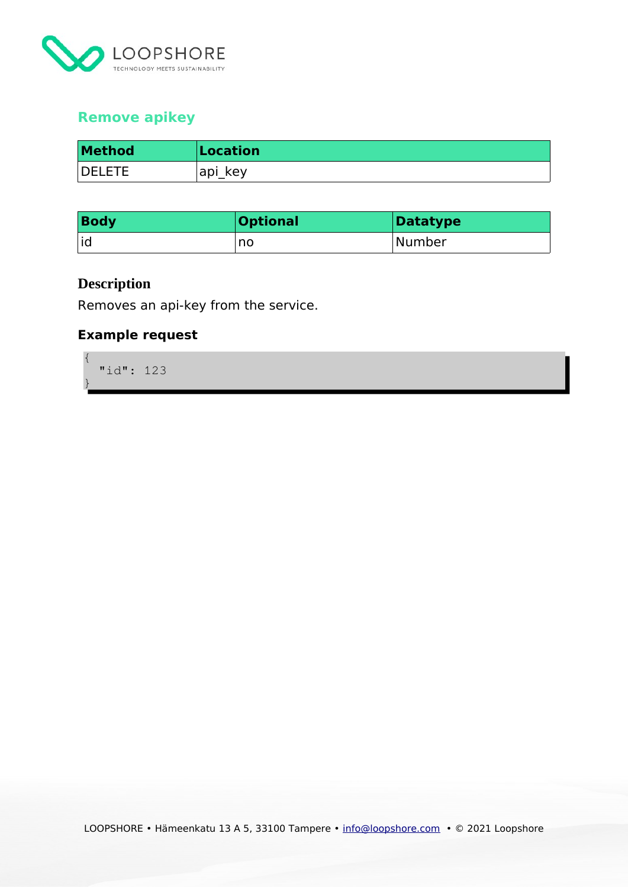## Remove apikey

| Method | Location |
|---|---|
| DELETE | api_key |

| Body | Optional | Datatype |
|---|---|---|
| id | no | Number |

### Description

Removes an api-key from the service.

### Example request

```
{
  "id": 123
}
```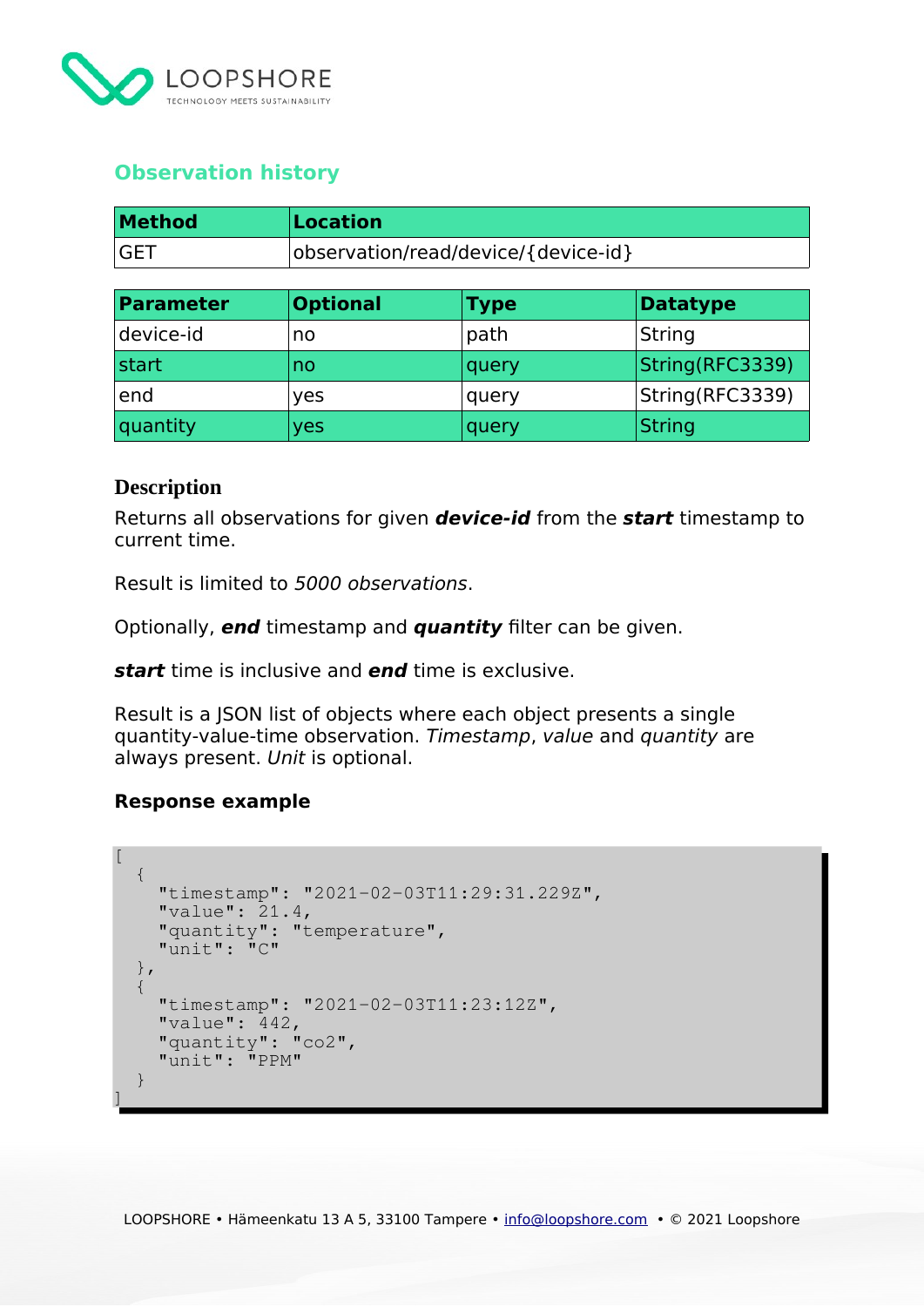## Observation history

| Method | Location |
|---|---|
| GET | observation/read/device/{device-id} |

| Parameter | Optional | Type | Datatype |
|---|---|---|---|
| device-id | no | path | String |
| start | no | query | String(RFC3339) |
| end | yes | query | String(RFC3339) |
| quantity | yes | query | String |

### Description

Returns all observations for given ***device-id*** from the ***start*** timestamp to current time.

Result is limited to *5000 observations*.

Optionally, ***end*** timestamp and ***quantity*** filter can be given.

***start*** time is inclusive and ***end*** time is exclusive.

Result is a JSON list of objects where each object presents a single quantity-value-time observation. *Timestamp*, *value* and *quantity* are always present. *Unit* is optional.

**Response example**

```
[
  {
    "timestamp": "2021-02-03T11:29:31.229Z",
    "value": 21.4,
    "quantity": "temperature",
    "unit": "C"
  },
  {
    "timestamp": "2021-02-03T11:23:12Z",
    "value": 442,
    "quantity": "co2",
    "unit": "PPM"
  }
]
```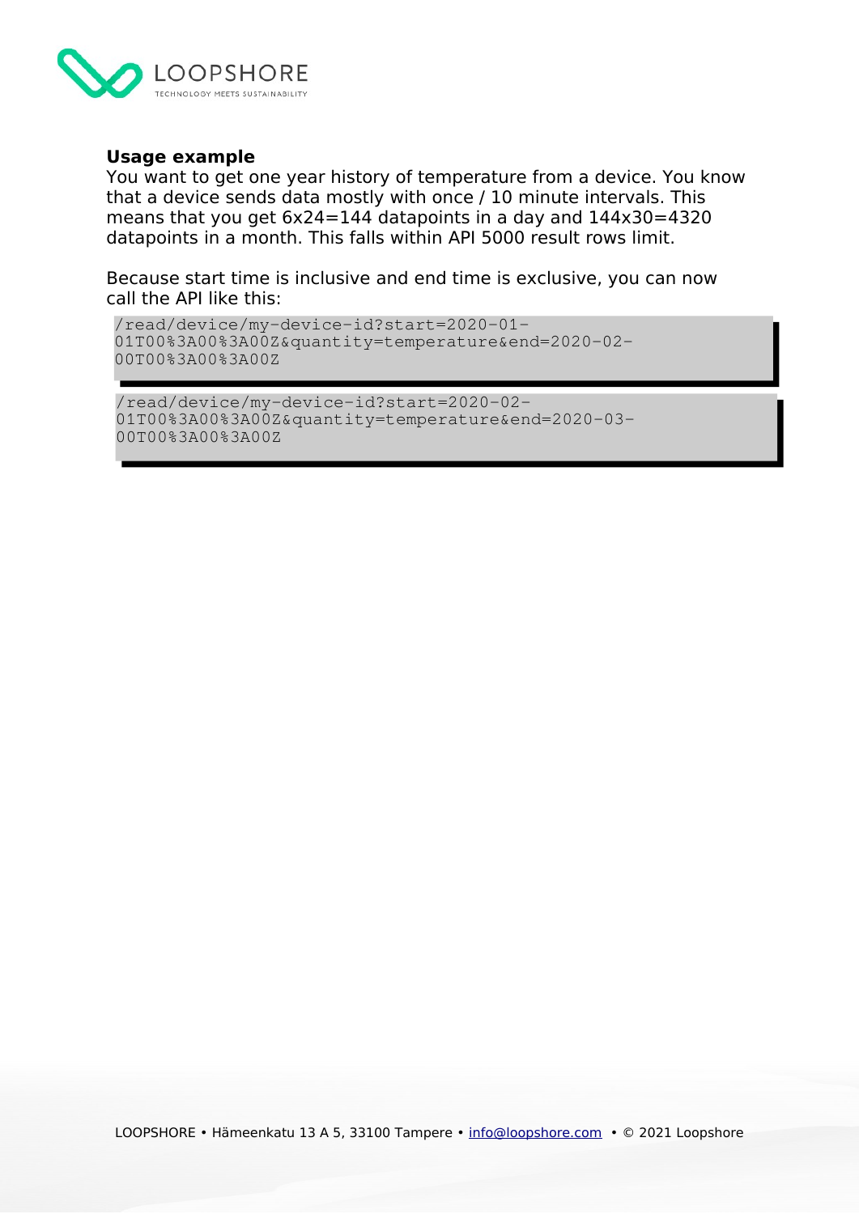**Usage example**

You want to get one year history of temperature from a device. You know that a device sends data mostly with once / 10 minute intervals. This means that you get 6x24=144 datapoints in a day and 144x30=4320 datapoints in a month. This falls within API 5000 result rows limit.

Because start time is inclusive and end time is exclusive, you can now call the API like this:

```
/read/device/my-device-id?start=2020-01-01T00%3A00%3A00Z&quantity=temperature&end=2020-02-00T00%3A00%3A00Z
```

```
/read/device/my-device-id?start=2020-02-01T00%3A00%3A00Z&quantity=temperature&end=2020-03-00T00%3A00%3A00Z
```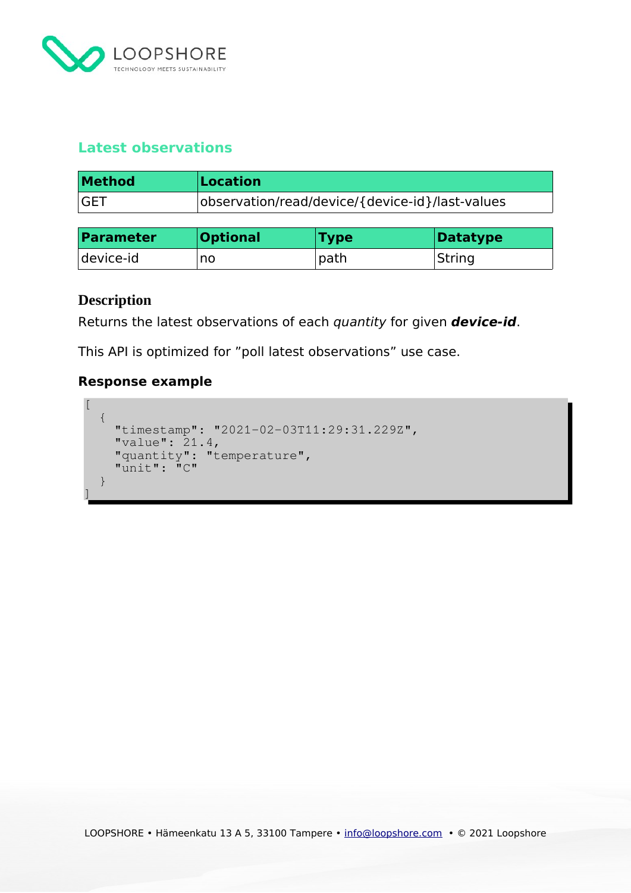## Latest observations

| Method | Location |
|---|---|
| GET | observation/read/device/{device-id}/last-values |

| Parameter | Optional | Type | Datatype |
|---|---|---|---|
| device-id | no | path | String |

### Description

Returns the latest observations of each *quantity* for given ***device-id***.

This API is optimized for ”poll latest observations” use case.

### Response example

```
[
  {
    "timestamp": "2021-02-03T11:29:31.229Z",
    "value": 21.4,
    "quantity": "temperature",
    "unit": "C"
  }
]
```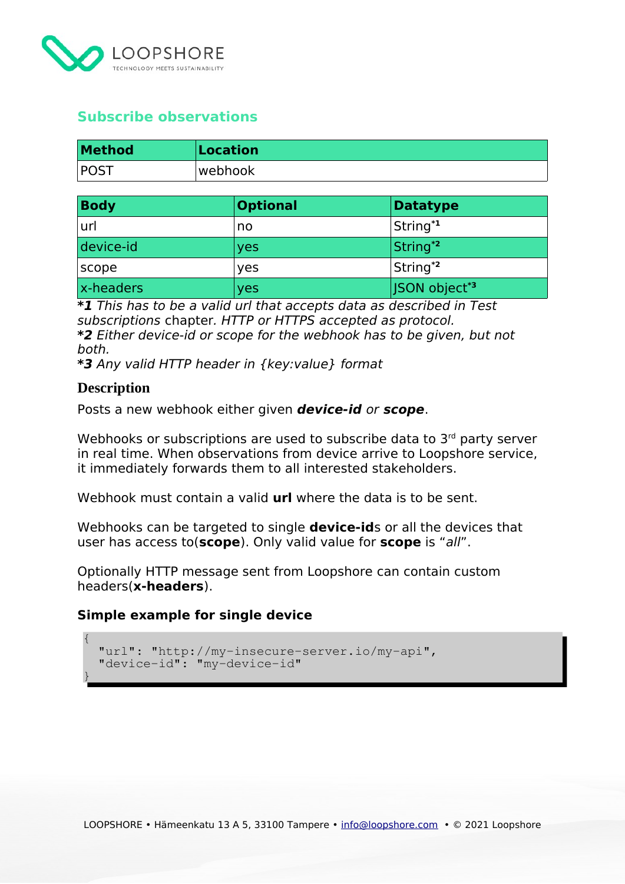## Subscribe observations

| Method | Location |
|---|---|
| POST | webhook |

| Body | Optional | Datatype |
|---|---|---|
| url | no | String*1 |
| device-id | yes | String*2 |
| scope | yes | String*2 |
| x-headers | yes | JSON object*3 |

***1** *This has to be a valid url that accepts data as described in Test subscriptions* chapter. *HTTP or HTTPS accepted as protocol.*
***2** *Either device-id or scope for the webhook has to be given, but not both.*
***3** *Any valid HTTP header in {key:value} format*

### Description

Posts a new webhook either given ***device-id*** *or* ***scope***.

Webhooks or subscriptions are used to subscribe data to 3rd party server in real time. When observations from device arrive to Loopshore service, it immediately forwards them to all interested stakeholders.

Webhook must contain a valid **url** where the data is to be sent.

Webhooks can be targeted to single **device-id**s or all the devices that user has access to(**scope**). Only valid value for **scope** is "*all*".

Optionally HTTP message sent from Loopshore can contain custom headers(**x-headers**).

### Simple example for single device

```
{
  "url": "http://my-insecure-server.io/my-api",
  "device-id": "my-device-id"
}
```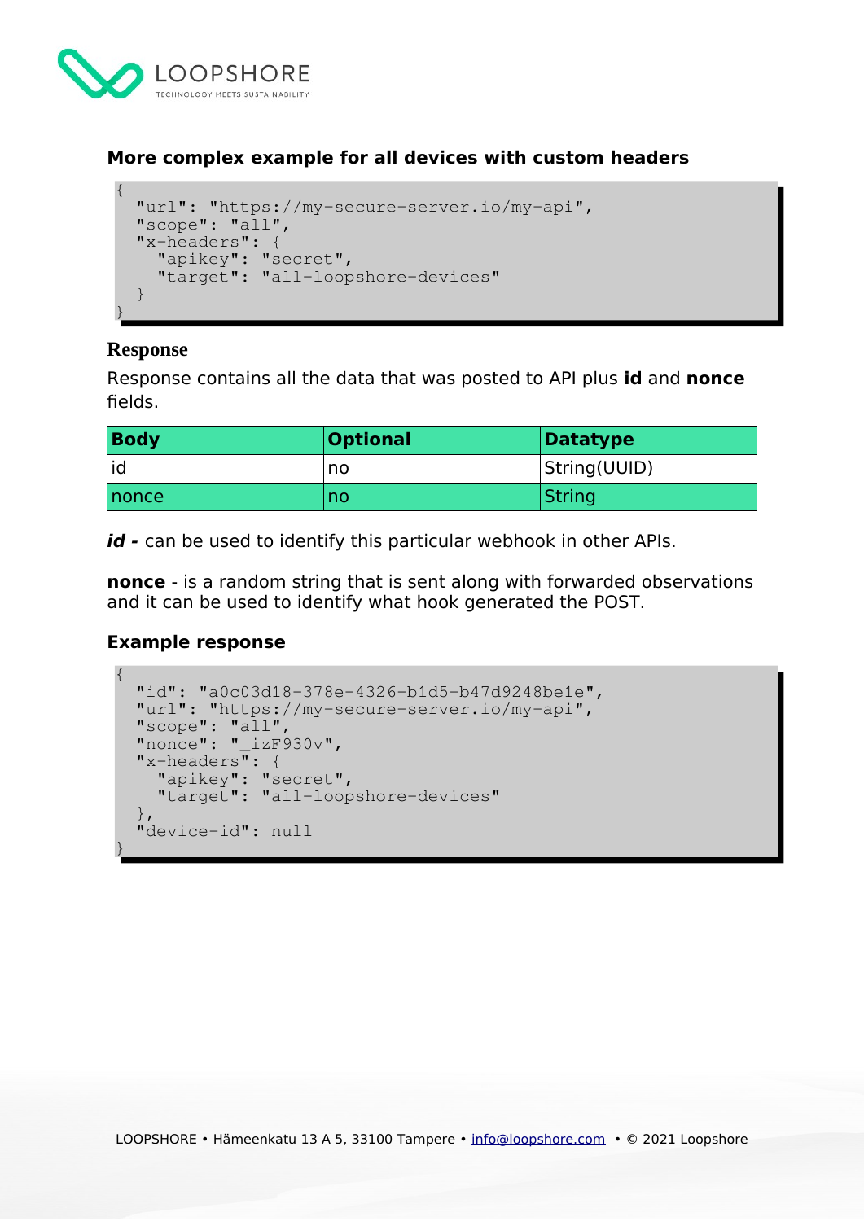### More complex example for all devices with custom headers

```
{
  "url": "https://my-secure-server.io/my-api",
  "scope": "all",
  "x-headers": {
    "apikey": "secret",
    "target": "all-loopshore-devices"
  }
}
```

### Response

Response contains all the data that was posted to API plus **id** and **nonce** fields.

| Body | Optional | Datatype |
|---|---|---|
| id | no | String(UUID) |
| nonce | no | String |

***id -*** can be used to identify this particular webhook in other APIs.

**nonce** - is a random string that is sent along with forwarded observations and it can be used to identify what hook generated the POST.

### Example response

```
{
  "id": "a0c03d18-378e-4326-b1d5-b47d9248be1e",
  "url": "https://my-secure-server.io/my-api",
  "scope": "all",
  "nonce": "_izF930v",
  "x-headers": {
    "apikey": "secret",
    "target": "all-loopshore-devices"
  },
  "device-id": null
}
```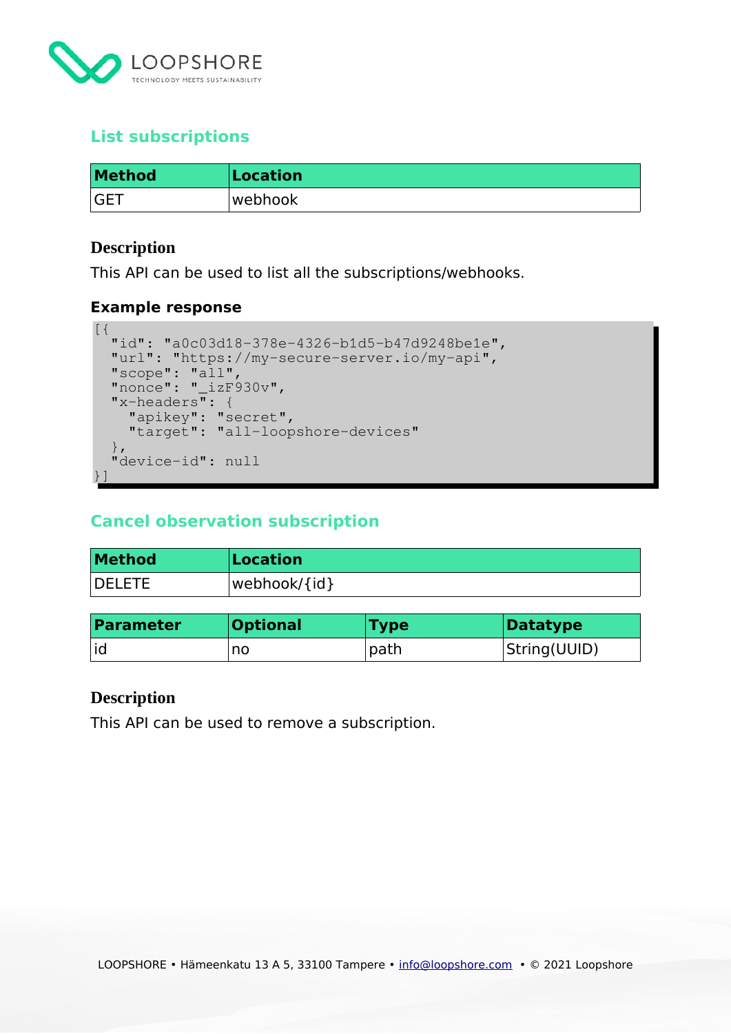## List subscriptions

| Method | Location |
| --- | --- |
| GET | webhook |

### Description

This API can be used to list all the subscriptions/webhooks.

### Example response

```
[{
  "id": "a0c03d18-378e-4326-b1d5-b47d9248be1e",
  "url": "https://my-secure-server.io/my-api",
  "scope": "all",
  "nonce": "_izF930v",
  "x-headers": {
    "apikey": "secret",
    "target": "all-loopshore-devices"
  },
  "device-id": null
}]
```

## Cancel observation subscription

| Method | Location |
| --- | --- |
| DELETE | webhook/{id} |

| Parameter | Optional | Type | Datatype |
| --- | --- | --- | --- |
| id | no | path | String(UUID) |

### Description

This API can be used to remove a subscription.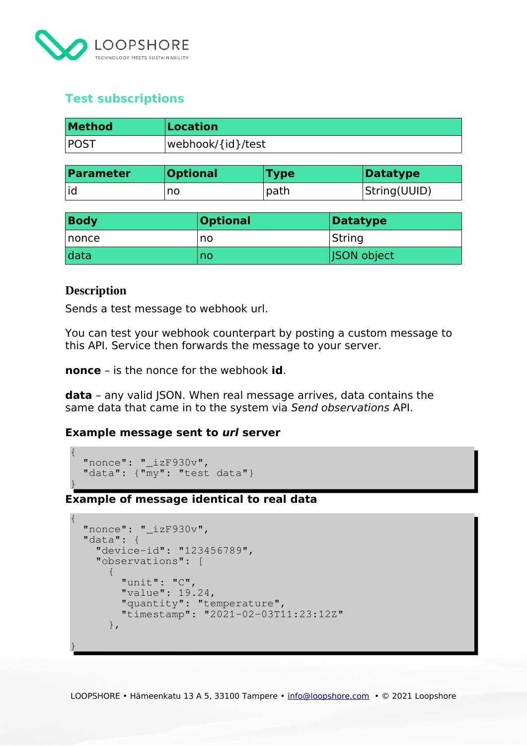## Test subscriptions

| Method | Location |
|---|---|
| POST | webhook/{id}/test |

| Parameter | Optional | Type | Datatype |
|---|---|---|---|
| id | no | path | String(UUID) |

| Body | Optional | Datatype |
|---|---|---|
| nonce | no | String |
| data | no | JSON object |

### Description

Sends a test message to webhook url.

You can test your webhook counterpart by posting a custom message to this API. Service then forwards the message to your server.

**nonce** – is the nonce for the webhook **id**.

**data** – any valid JSON. When real message arrives, data contains the same data that came in to the system via *Send observations* API.

**Example message sent to *url* server**

```
{
  "nonce": "_izF930v",
  "data": {"my": "test data"}
}
```

**Example of message identical to real data**

```
{
  "nonce": "_izF930v",
  "data": {
    "device-id": "123456789",
    "observations": [
      {
        "unit": "C",
        "value": 19.24,
        "quantity": "temperature",
        "timestamp": "2021-02-03T11:23:12Z"
      },

}
```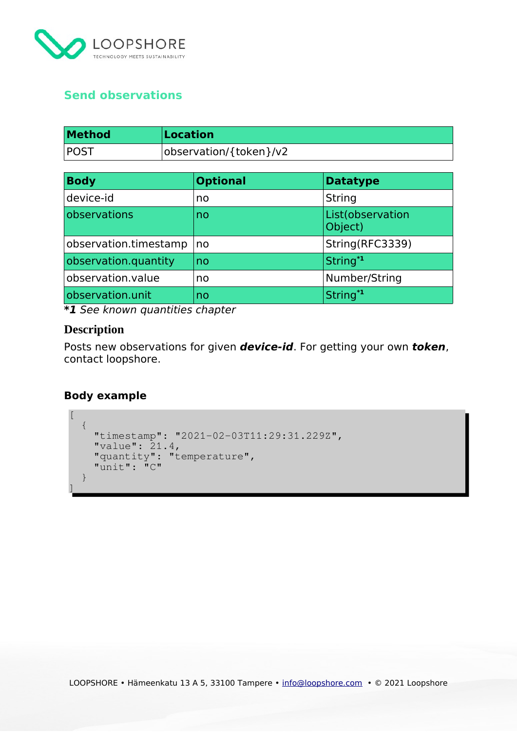## Send observations

| Method | Location |
| --- | --- |
| POST | observation/{token}/v2 |

| Body | Optional | Datatype |
| --- | --- | --- |
| device-id | no | String |
| observations | no | List(observation Object) |
| observation.timestamp | no | String(RFC3339) |
| observation.quantity | no | String[*1] |
| observation.value | no | Number/String |
| observation.unit | no | String[*1] |

***1** *See known quantities chapter*

### Description

Posts new observations for given ***device-id***. For getting your own ***token***, contact loopshore.

### Body example

```
[
  {
    "timestamp": "2021-02-03T11:29:31.229Z",
    "value": 21.4,
    "quantity": "temperature",
    "unit": "C"
  }
]
```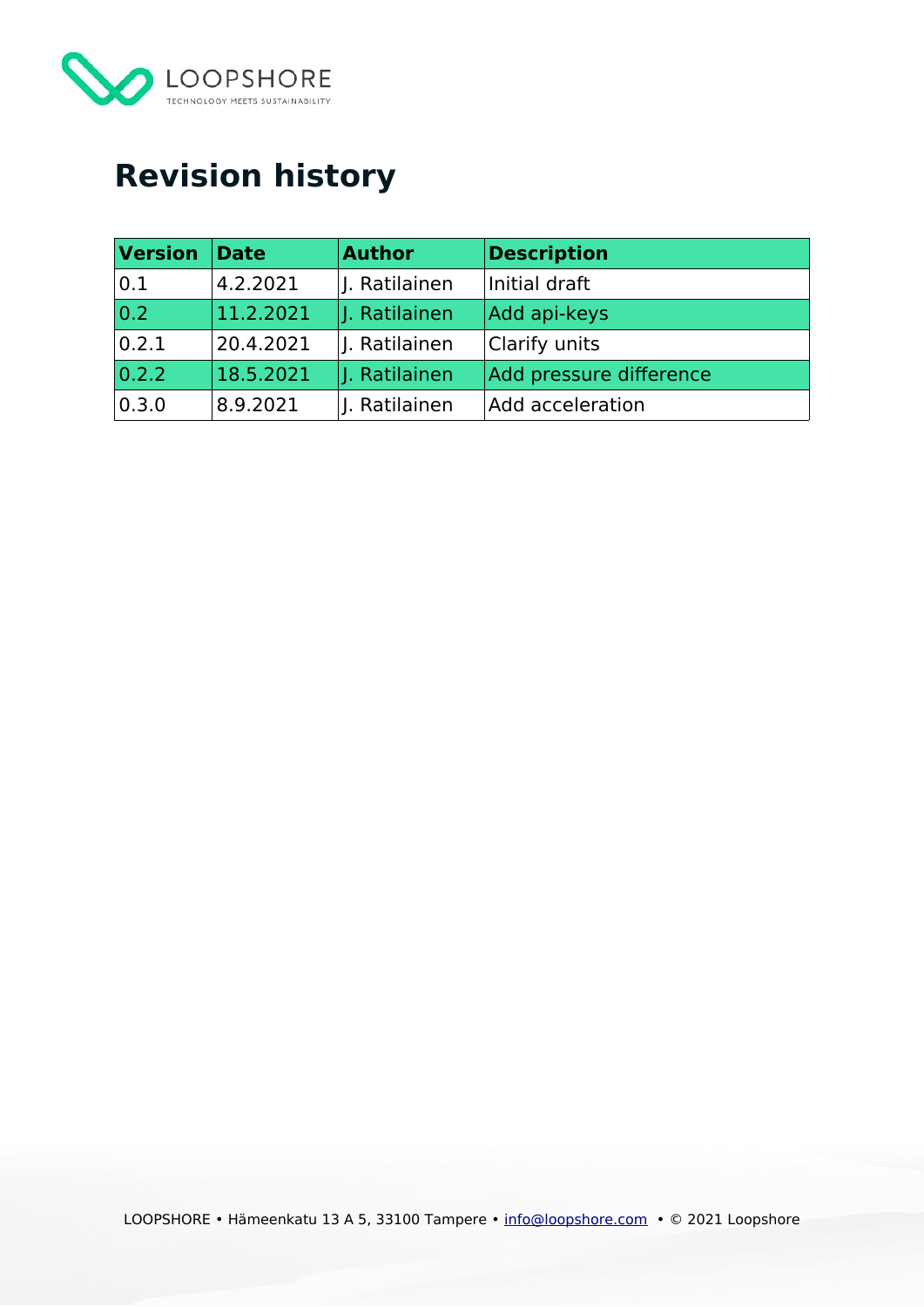# Revision history

| Version | Date | Author | Description |
| --- | --- | --- | --- |
| 0.1 | 4.2.2021 | J. Ratilainen | Initial draft |
| 0.2 | 11.2.2021 | J. Ratilainen | Add api-keys |
| 0.2.1 | 20.4.2021 | J. Ratilainen | Clarify units |
| 0.2.2 | 18.5.2021 | J. Ratilainen | Add pressure difference |
| 0.3.0 | 8.9.2021 | J. Ratilainen | Add acceleration |